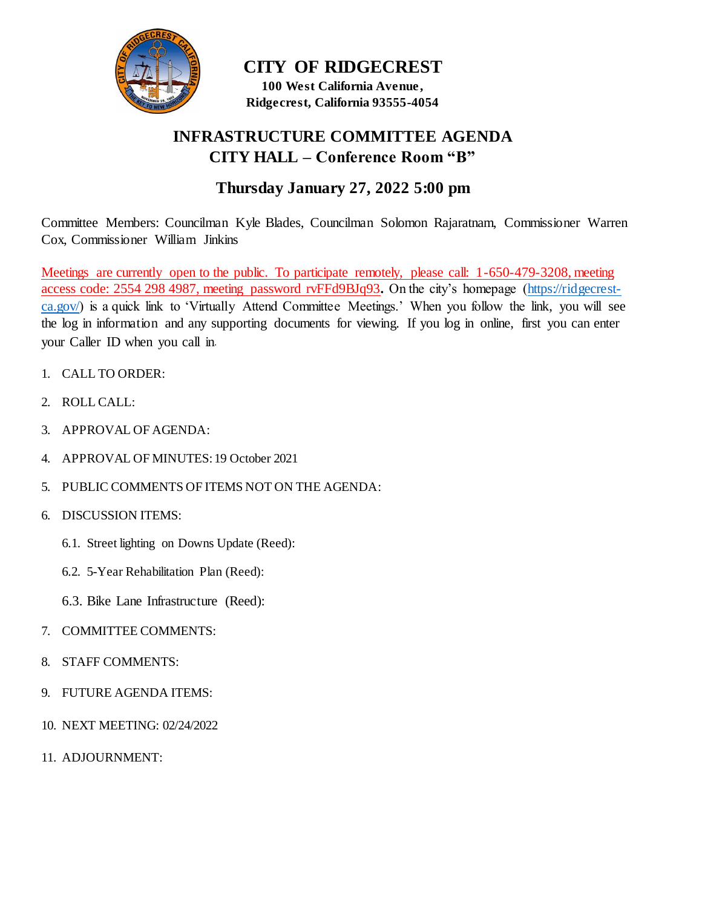# CITY OF RIDGECREST

**100 West California Avenue,**
**Ridgecrest, California 93555-4054**

## INFRASTRUCTURE COMMITTEE AGENDA
## CITY HALL – Conference Room "B"

## Thursday January 27, 2022 5:00 pm

Committee Members: Councilman Kyle Blades, Councilman Solomon Rajaratnam, Commissioner Warren Cox, Commissioner William Jinkins

Meetings are currently open to the public. To participate remotely, please call: 1-650-479-3208, meeting access code: 2554 298 4987, meeting password rvFFd9BJq93**.** On the city's homepage (https://ridgecrest-ca.gov/) is a quick link to 'Virtually Attend Committee Meetings.' When you follow the link, you will see the log in information and any supporting documents for viewing. If you log in online, first you can enter your Caller ID when you call in.

1. CALL TO ORDER:
2. ROLL CALL:
3. APPROVAL OF AGENDA:
4. APPROVAL OF MINUTES: 19 October 2021
5. PUBLIC COMMENTS OF ITEMS NOT ON THE AGENDA:
6. DISCUSSION ITEMS:
   - 6.1. Street lighting on Downs Update (Reed):
   - 6.2. 5-Year Rehabilitation Plan (Reed):
   - 6.3. Bike Lane Infrastructure (Reed):
7. COMMITTEE COMMENTS:
8. STAFF COMMENTS:
9. FUTURE AGENDA ITEMS:
10. NEXT MEETING: 02/24/2022
11. ADJOURNMENT: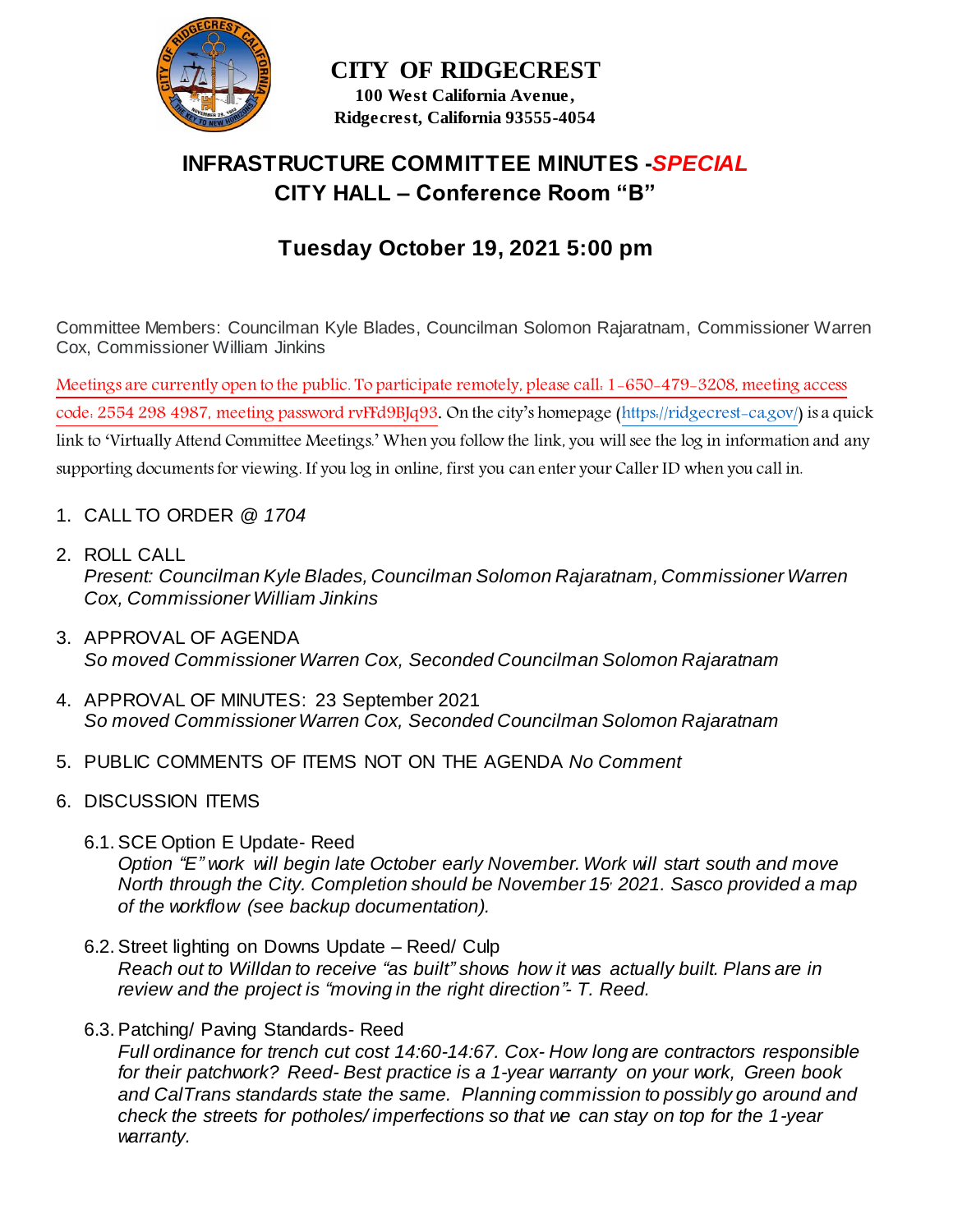**CITY OF RIDGECREST**
**100 West California Avenue,**
**Ridgecrest, California 93555-4054**

# INFRASTRUCTURE COMMITTEE MINUTES -*SPECIAL*

## CITY HALL – Conference Room "B"

## Tuesday October 19, 2021 5:00 pm

Committee Members: Councilman Kyle Blades, Councilman Solomon Rajaratnam, Commissioner Warren Cox, Commissioner William Jinkins

Meetings are currently open to the public. To participate remotely, please call: 1-650-479-3208, meeting access code: 2554 298 4987, meeting password rvFFd9BJq93. On the city's homepage (https://ridgecrest-ca.gov/) is a quick link to 'Virtually Attend Committee Meetings.' When you follow the link, you will see the log in information and any supporting documents for viewing. If you log in online, first you can enter your Caller ID when you call in.

1. CALL TO ORDER @ *1704*

2. ROLL CALL
   *Present: Councilman Kyle Blades, Councilman Solomon Rajaratnam, Commissioner Warren Cox, Commissioner William Jinkins*

3. APPROVAL OF AGENDA
   *So moved Commissioner Warren Cox, Seconded Councilman Solomon Rajaratnam*

4. APPROVAL OF MINUTES: 23 September 2021
   *So moved Commissioner Warren Cox, Seconded Councilman Solomon Rajaratnam*

5. PUBLIC COMMENTS OF ITEMS NOT ON THE AGENDA *No Comment*

6. DISCUSSION ITEMS

   6.1. SCE Option E Update- Reed
   *Option "E" work will begin late October early November. Work will start south and move North through the City. Completion should be November 15, 2021. Sasco provided a map of the workflow (see backup documentation).*

   6.2. Street lighting on Downs Update – Reed/ Culp
   *Reach out to Willdan to receive "as built" shows how it was actually built. Plans are in review and the project is "moving in the right direction"- T. Reed.*

   6.3. Patching/ Paving Standards- Reed
   *Full ordinance for trench cut cost 14:60-14:67. Cox- How long are contractors responsible for their patchwork? Reed- Best practice is a 1-year warranty on your work, Green book and CalTrans standards state the same. Planning commission to possibly go around and check the streets for potholes/ imperfections so that we can stay on top for the 1-year warranty.*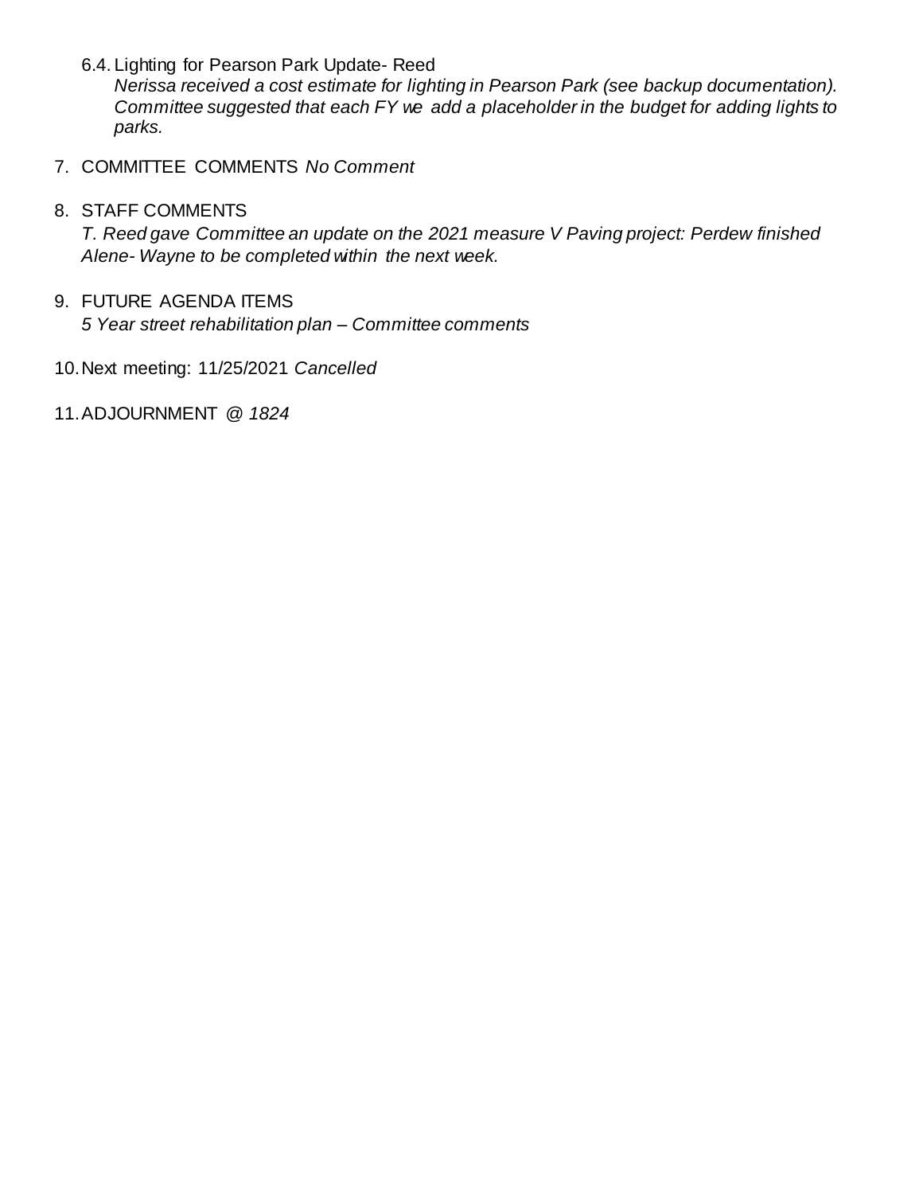6.4. Lighting for Pearson Park Update- Reed

*Nerissa received a cost estimate for lighting in Pearson Park (see backup documentation). Committee suggested that each FY we add a placeholder in the budget for adding lights to parks.*

7. COMMITTEE COMMENTS *No Comment*

8. STAFF COMMENTS

   *T. Reed gave Committee an update on the 2021 measure V Paving project: Perdew finished Alene- Wayne to be completed within the next week.*

9. FUTURE AGENDA ITEMS

   *5 Year street rehabilitation plan – Committee comments*

10. Next meeting: 11/25/2021 *Cancelled*

11. ADJOURNMENT @ *1824*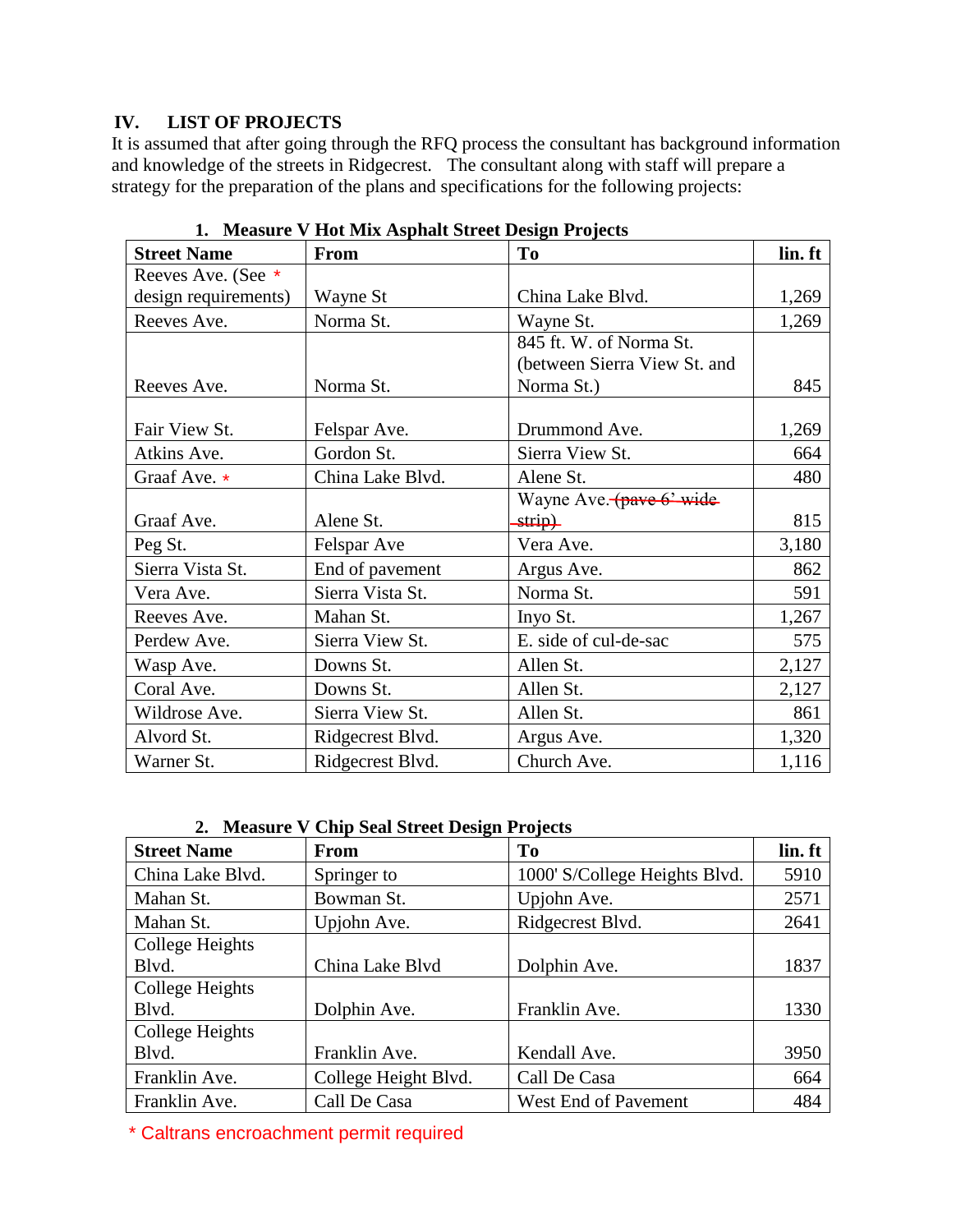## IV. LIST OF PROJECTS

It is assumed that after going through the RFQ process the consultant has background information and knowledge of the streets in Ridgecrest. The consultant along with staff will prepare a strategy for the preparation of the plans and specifications for the following projects:

### 1. Measure V Hot Mix Asphalt Street Design Projects

| Street Name | From | To | lin. ft |
|---|---|---|---|
| Reeves Ave. (See * design requirements) | Wayne St | China Lake Blvd. | 1,269 |
| Reeves Ave. | Norma St. | Wayne St. | 1,269 |
| Reeves Ave. | Norma St. | 845 ft. W. of Norma St. (between Sierra View St. and Norma St.) | 845 |
| Fair View St. | Felspar Ave. | Drummond Ave. | 1,269 |
| Atkins Ave. | Gordon St. | Sierra View St. | 664 |
| Graaf Ave. * | China Lake Blvd. | Alene St. | 480 |
| Graaf Ave. | Alene St. | Wayne Ave. ~~(pave 6' wide strip)~~ | 815 |
| Peg St. | Felspar Ave | Vera Ave. | 3,180 |
| Sierra Vista St. | End of pavement | Argus Ave. | 862 |
| Vera Ave. | Sierra Vista St. | Norma St. | 591 |
| Reeves Ave. | Mahan St. | Inyo St. | 1,267 |
| Perdew Ave. | Sierra View St. | E. side of cul-de-sac | 575 |
| Wasp Ave. | Downs St. | Allen St. | 2,127 |
| Coral Ave. | Downs St. | Allen St. | 2,127 |
| Wildrose Ave. | Sierra View St. | Allen St. | 861 |
| Alvord St. | Ridgecrest Blvd. | Argus Ave. | 1,320 |
| Warner St. | Ridgecrest Blvd. | Church Ave. | 1,116 |

### 2. Measure V Chip Seal Street Design Projects

| Street Name | From | To | lin. ft |
|---|---|---|---|
| China Lake Blvd. | Springer to | 1000' S/College Heights Blvd. | 5910 |
| Mahan St. | Bowman St. | Upjohn Ave. | 2571 |
| Mahan St. | Upjohn Ave. | Ridgecrest Blvd. | 2641 |
| College Heights Blvd. | China Lake Blvd | Dolphin Ave. | 1837 |
| College Heights Blvd. | Dolphin Ave. | Franklin Ave. | 1330 |
| College Heights Blvd. | Franklin Ave. | Kendall Ave. | 3950 |
| Franklin Ave. | College Height Blvd. | Call De Casa | 664 |
| Franklin Ave. | Call De Casa | West End of Pavement | 484 |

\* Caltrans encroachment permit required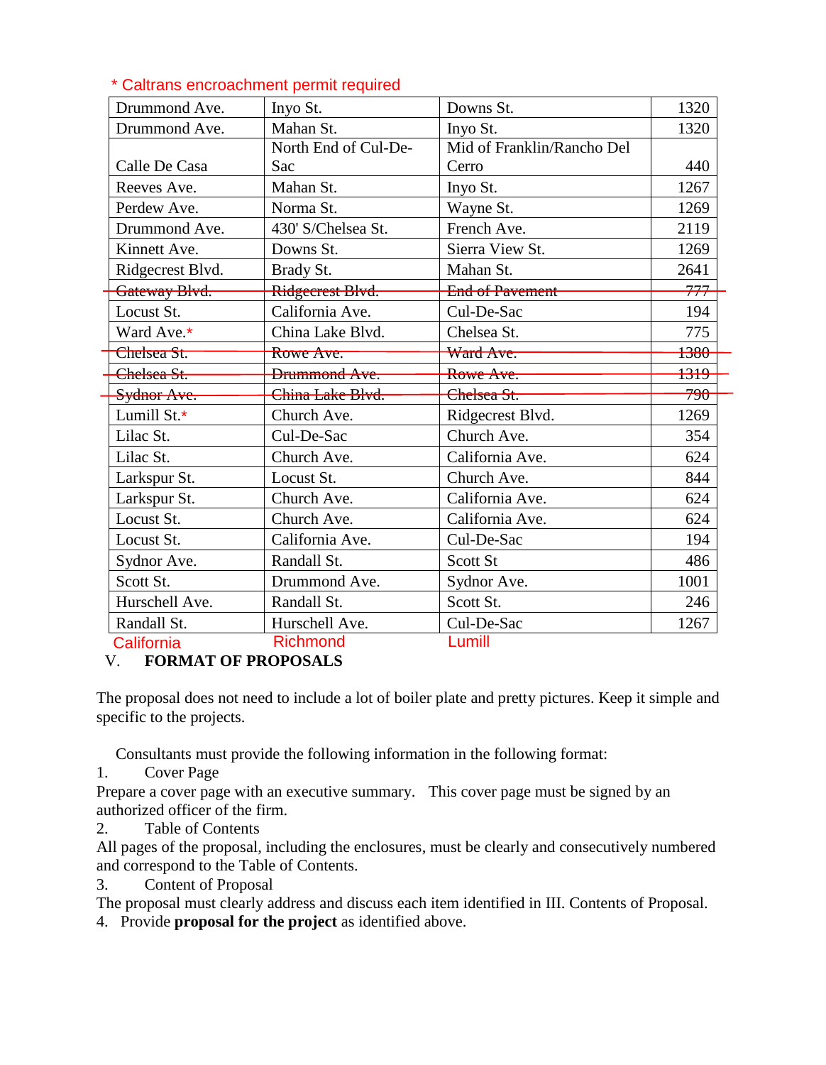* Caltrans encroachment permit required

| | | | |
|---|---|---|---|
| Drummond Ave. | Inyo St. | Downs St. | 1320 |
| Drummond Ave. | Mahan St. | Inyo St. | 1320 |
| Calle De Casa | North End of Cul-De-Sac | Mid of Franklin/Rancho Del Cerro | 440 |
| Reeves Ave. | Mahan St. | Inyo St. | 1267 |
| Perdew Ave. | Norma St. | Wayne St. | 1269 |
| Drummond Ave. | 430' S/Chelsea St. | French Ave. | 2119 |
| Kinnett Ave. | Downs St. | Sierra View St. | 1269 |
| Ridgecrest Blvd. | Brady St. | Mahan St. | 2641 |
| ~~Gateway Blvd.~~ | ~~Ridgecrest Blvd.~~ | ~~End of Pavement~~ | ~~777~~ |
| Locust St. | California Ave. | Cul-De-Sac | 194 |
| Ward Ave.* | China Lake Blvd. | Chelsea St. | 775 |
| ~~Chelsea St.~~ | ~~Rowe Ave.~~ | ~~Ward Ave.~~ | ~~1380~~ |
| ~~Chelsea St.~~ | ~~Drummond Ave.~~ | ~~Rowe Ave.~~ | ~~1319~~ |
| ~~Sydnor Ave.~~ | ~~China Lake Blvd.~~ | ~~Chelsea St.~~ | ~~790~~ |
| Lumill St.* | Church Ave. | Ridgecrest Blvd. | 1269 |
| Lilac St. | Cul-De-Sac | Church Ave. | 354 |
| Lilac St. | Church Ave. | California Ave. | 624 |
| Larkspur St. | Locust St. | Church Ave. | 844 |
| Larkspur St. | Church Ave. | California Ave. | 624 |
| Locust St. | Church Ave. | California Ave. | 624 |
| Locust St. | California Ave. | Cul-De-Sac | 194 |
| Sydnor Ave. | Randall St. | Scott St | 486 |
| Scott St. | Drummond Ave. | Sydnor Ave. | 1001 |
| Hurschell Ave. | Randall St. | Scott St. | 246 |
| Randall St. | Hurschell Ave. | Cul-De-Sac | 1267 |
| California | Richmond | Lumill | |

## V. FORMAT OF PROPOSALS

The proposal does not need to include a lot of boiler plate and pretty pictures. Keep it simple and specific to the projects.

Consultants must provide the following information in the following format:

1. Cover Page

Prepare a cover page with an executive summary. This cover page must be signed by an authorized officer of the firm.

2. Table of Contents

All pages of the proposal, including the enclosures, must be clearly and consecutively numbered and correspond to the Table of Contents.

3. Content of Proposal

The proposal must clearly address and discuss each item identified in III. Contents of Proposal.

4. Provide **proposal for the project** as identified above.